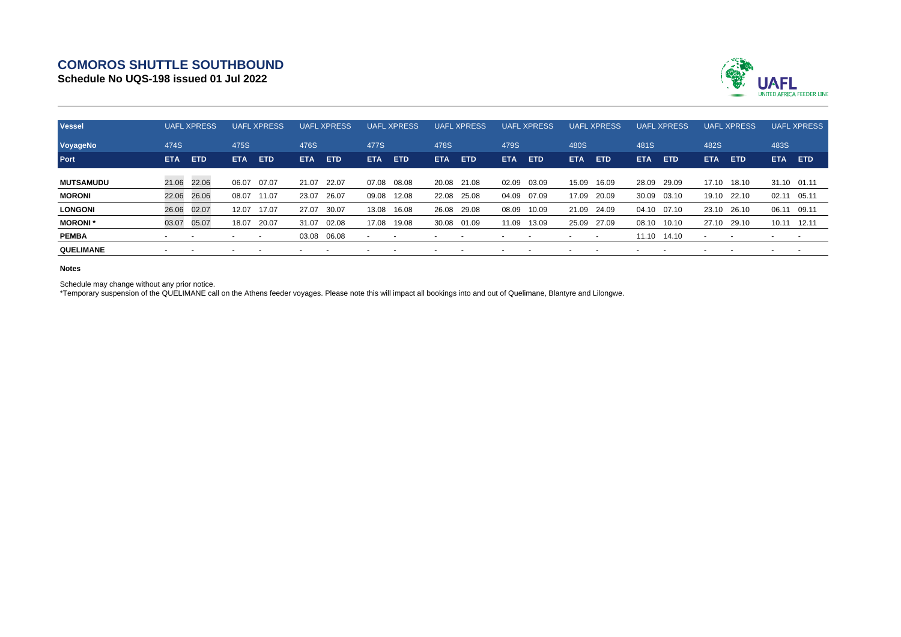# COMOROS SHUTTLE SOUTHBOUND

**Schedule No UQS-198 issued 01 Jul 2022**

| Vessel | UAFL XPRESS | | UAFL XPRESS | | UAFL XPRESS | | UAFL XPRESS | | UAFL XPRESS | | UAFL XPRESS | | UAFL XPRESS | | UAFL XPRESS | | UAFL XPRESS | | UAFL XPRESS | |
|---|---|---|---|---|---|---|---|---|---|---|---|---|---|---|---|---|---|---|---|---|
| **VoyageNo** | 474S | | 475S | | 476S | | 477S | | 478S | | 479S | | 480S | | 481S | | 482S | | 483S | |
| **Port** | **ETA** | **ETD** | **ETA** | **ETD** | **ETA** | **ETD** | **ETA** | **ETD** | **ETA** | **ETD** | **ETA** | **ETD** | **ETA** | **ETD** | **ETA** | **ETD** | **ETA** | **ETD** | **ETA** | **ETD** |
| **MUTSAMUDU** | 21.06 | 22.06 | 06.07 | 07.07 | 21.07 | 22.07 | 07.08 | 08.08 | 20.08 | 21.08 | 02.09 | 03.09 | 15.09 | 16.09 | 28.09 | 29.09 | 17.10 | 18.10 | 31.10 | 01.11 |
| **MORONI** | 22.06 | 26.06 | 08.07 | 11.07 | 23.07 | 26.07 | 09.08 | 12.08 | 22.08 | 25.08 | 04.09 | 07.09 | 17.09 | 20.09 | 30.09 | 03.10 | 19.10 | 22.10 | 02.11 | 05.11 |
| **LONGONI** | 26.06 | 02.07 | 12.07 | 17.07 | 27.07 | 30.07 | 13.08 | 16.08 | 26.08 | 29.08 | 08.09 | 10.09 | 21.09 | 24.09 | 04.10 | 07.10 | 23.10 | 26.10 | 06.11 | 09.11 |
| **MORONI \*** | 03.07 | 05.07 | 18.07 | 20.07 | 31.07 | 02.08 | 17.08 | 19.08 | 30.08 | 01.09 | 11.09 | 13.09 | 25.09 | 27.09 | 08.10 | 10.10 | 27.10 | 29.10 | 10.11 | 12.11 |
| **PEMBA** | - | - | - | - | 03.08 | 06.08 | - | - | - | - | - | - | - | - | 11.10 | 14.10 | - | - | - | - |
| **QUELIMANE** | - | - | - | - | - | - | - | - | - | - | - | - | - | - | - | - | - | - | - | - |

**Notes**

Schedule may change without any prior notice.

*Temporary suspension of the QUELIMANE call on the Athens feeder voyages. Please note this will impact all bookings into and out of Quelimane, Blantyre and Lilongwe.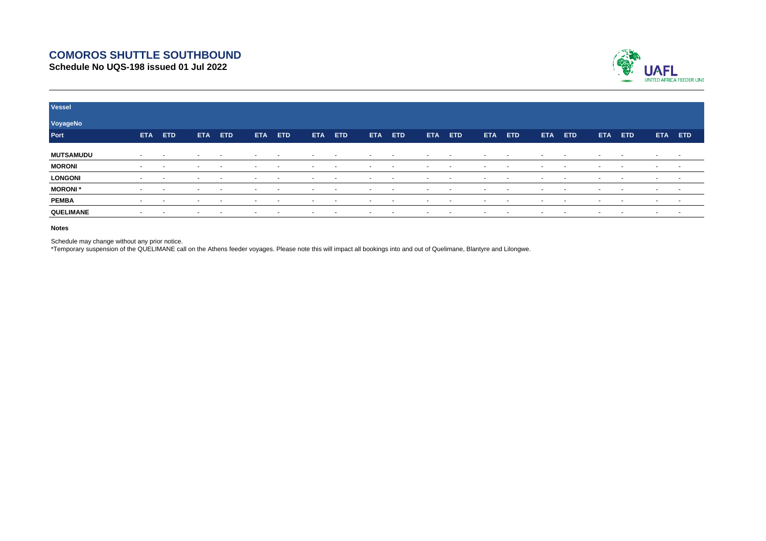## COMOROS SHUTTLE SOUTHBOUND

**Schedule No UQS-198 issued 01 Jul 2022**

UAFL UNITED AFRICA FEEDER LINE

| Vessel | | | | | | | | | | | | | | | | | | | | | | |
|---|---|---|---|---|---|---|---|---|---|---|---|---|---|---|---|---|---|---|---|---|---|---|
| VoyageNo | | | | | | | | | | | | | | | | | | | | | | |
| Port | ETA | ETD | ETA | ETD | ETA | ETD | ETA | ETD | ETA | ETD | ETA | ETD | ETA | ETD | ETA | ETD | ETA | ETD | ETA | ETD | | |
| **MUTSAMUDU** | - | - | - | - | - | - | - | - | - | - | - | - | - | - | - | - | - | - | - | - | | |
| **MORONI** | - | - | - | - | - | - | - | - | - | - | - | - | - | - | - | - | - | - | - | - | | |
| **LONGONI** | - | - | - | - | - | - | - | - | - | - | - | - | - | - | - | - | - | - | - | - | | |
| **MORONI *** | - | - | - | - | - | - | - | - | - | - | - | - | - | - | - | - | - | - | - | - | | |
| **PEMBA** | - | - | - | - | - | - | - | - | - | - | - | - | - | - | - | - | - | - | - | - | | |
| **QUELIMANE** | - | - | - | - | - | - | - | - | - | - | - | - | - | - | - | - | - | - | - | - | | |

**Notes**

Schedule may change without any prior notice.

*Temporary suspension of the QUELIMANE call on the Athens feeder voyages. Please note this will impact all bookings into and out of Quelimane, Blantyre and Lilongwe.